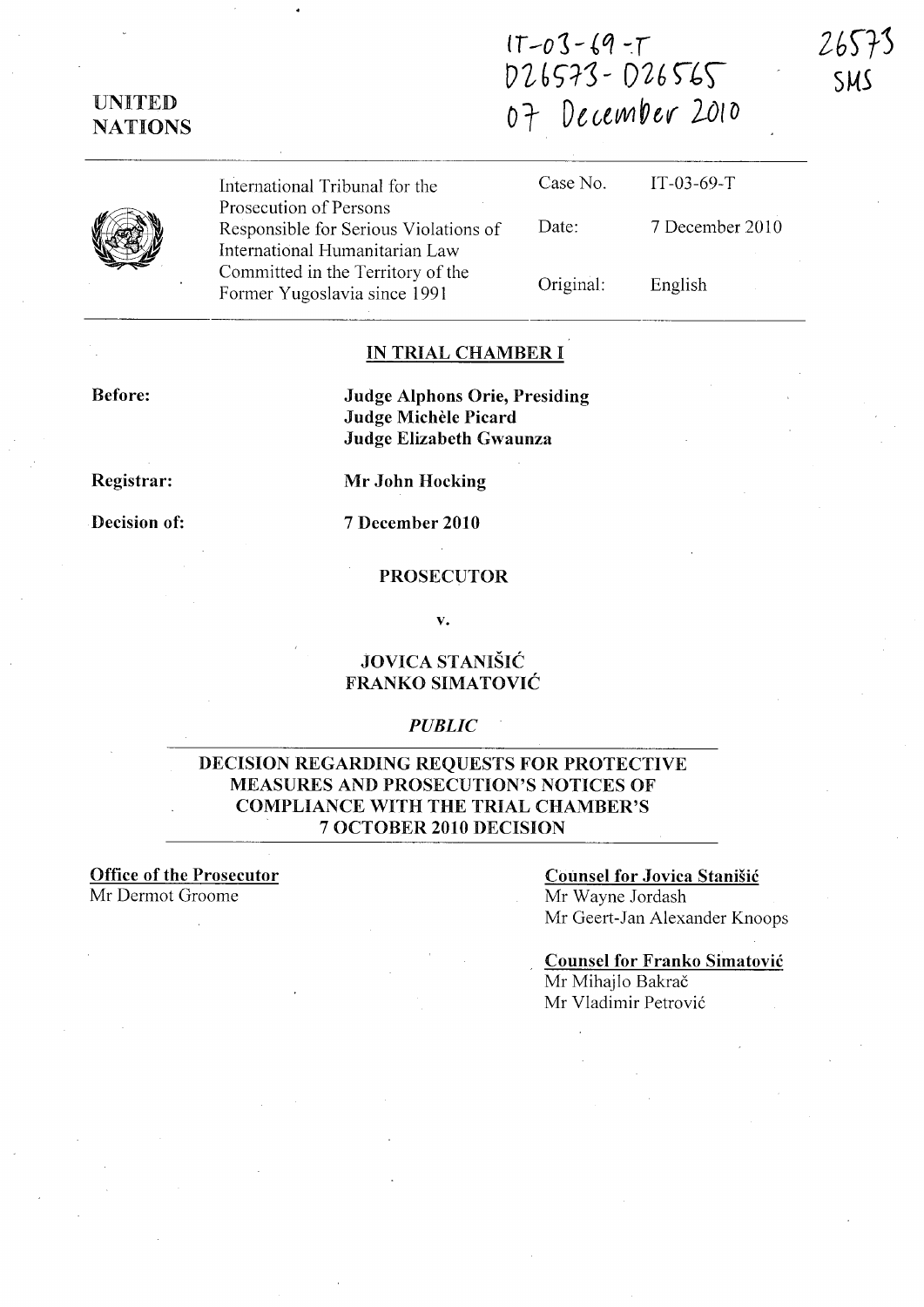IT-03-69-T
D26573 - D26565
07 December 2010

26573
SMS

UNITED NATIONS

| International Tribunal for the Prosecution of Persons Responsible for Serious Violations of International Humanitarian Law Committed in the Territory of the Former Yugoslavia since 1991 | Case No. | IT-03-69-T |
|---|---|---|
| | Date: | 7 December 2010 |
| | Original: | English |

## IN TRIAL CHAMBER I

**Before:** **Judge Alphons Orie, Presiding**
**Judge Michèle Picard**
**Judge Elizabeth Gwaunza**

**Registrar:** **Mr John Hocking**

**Decision of:** **7 December 2010**

**PROSECUTOR**

**v.**

**JOVICA STANIŠIĆ**
**FRANKO SIMATOVIĆ**

***PUBLIC***

## DECISION REGARDING REQUESTS FOR PROTECTIVE MEASURES AND PROSECUTION'S NOTICES OF COMPLIANCE WITH THE TRIAL CHAMBER'S 7 OCTOBER 2010 DECISION

**Office of the Prosecutor**
Mr Dermot Groome

**Counsel for Jovica Stanišić**
Mr Wayne Jordash
Mr Geert-Jan Alexander Knoops

**Counsel for Franko Simatović**
Mr Mihajlo Bakrač
Mr Vladimir Petrović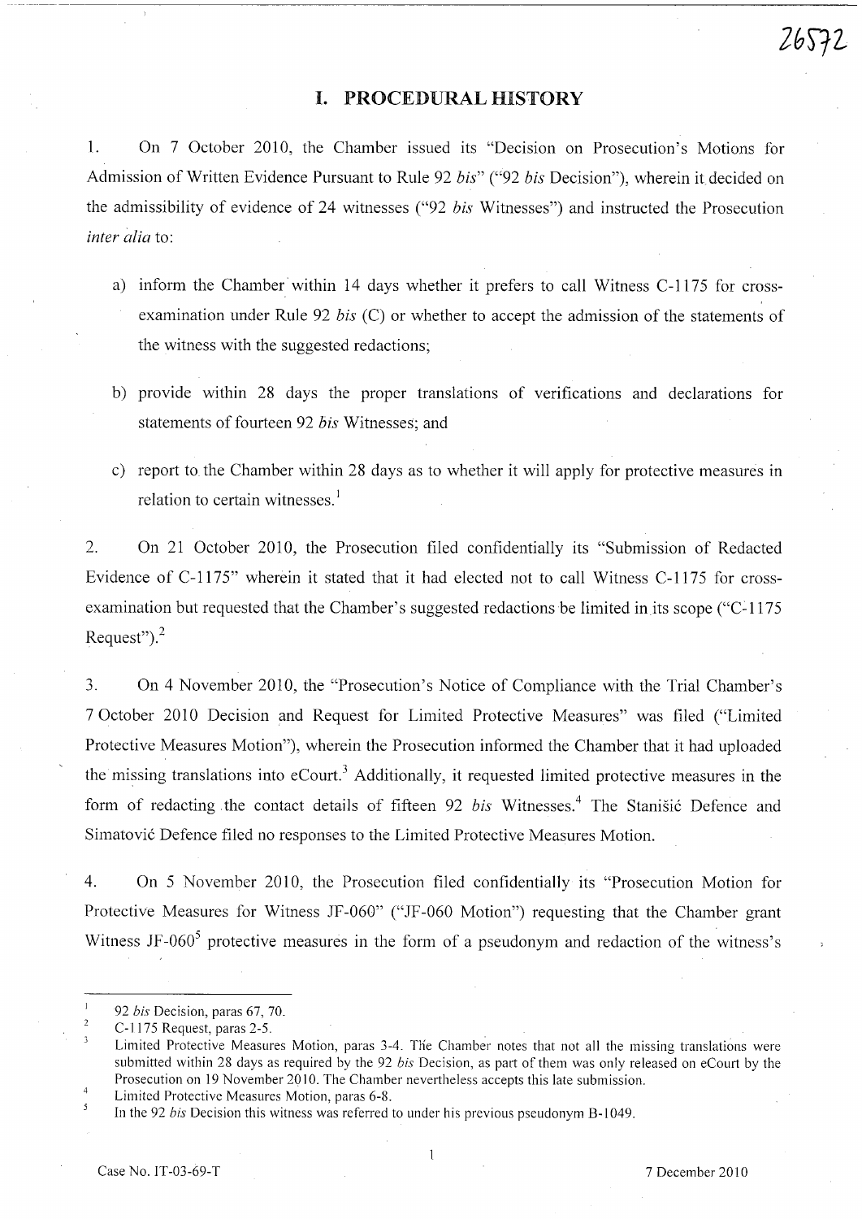# I. PROCEDURAL HISTORY

1. On 7 October 2010, the Chamber issued its "Decision on Prosecution's Motions for Admission of Written Evidence Pursuant to Rule 92 *bis*" ("92 *bis* Decision"), wherein it decided on the admissibility of evidence of 24 witnesses ("92 *bis* Witnesses") and instructed the Prosecution *inter alia* to:

   a) inform the Chamber within 14 days whether it prefers to call Witness C-1175 for cross-examination under Rule 92 *bis* (C) or whether to accept the admission of the statements of the witness with the suggested redactions;

   b) provide within 28 days the proper translations of verifications and declarations for statements of fourteen 92 *bis* Witnesses; and

   c) report to the Chamber within 28 days as to whether it will apply for protective measures in relation to certain witnesses.[1]

2. On 21 October 2010, the Prosecution filed confidentially its "Submission of Redacted Evidence of C-1175" wherein it stated that it had elected not to call Witness C-1175 for cross-examination but requested that the Chamber's suggested redactions be limited in its scope ("C-1175 Request").[2]

3. On 4 November 2010, the "Prosecution's Notice of Compliance with the Trial Chamber's 7 October 2010 Decision and Request for Limited Protective Measures" was filed ("Limited Protective Measures Motion"), wherein the Prosecution informed the Chamber that it had uploaded the missing translations into eCourt.[3] Additionally, it requested limited protective measures in the form of redacting the contact details of fifteen 92 *bis* Witnesses.[4] The Stanišić Defence and Simatović Defence filed no responses to the Limited Protective Measures Motion.

4. On 5 November 2010, the Prosecution filed confidentially its "Prosecution Motion for Protective Measures for Witness JF-060" ("JF-060 Motion") requesting that the Chamber grant Witness JF-060[5] protective measures in the form of a pseudonym and redaction of the witness's

---

[1] 92 *bis* Decision, paras 67, 70.

[2] C-1175 Request, paras 2-5.

[3] Limited Protective Measures Motion, paras 3-4. The Chamber notes that not all the missing translations were submitted within 28 days as required by the 92 *bis* Decision, as part of them was only released on eCourt by the Prosecution on 19 November 2010. The Chamber nevertheless accepts this late submission.

[4] Limited Protective Measures Motion, paras 6-8.

[5] In the 92 *bis* Decision this witness was referred to under his previous pseudonym B-1049.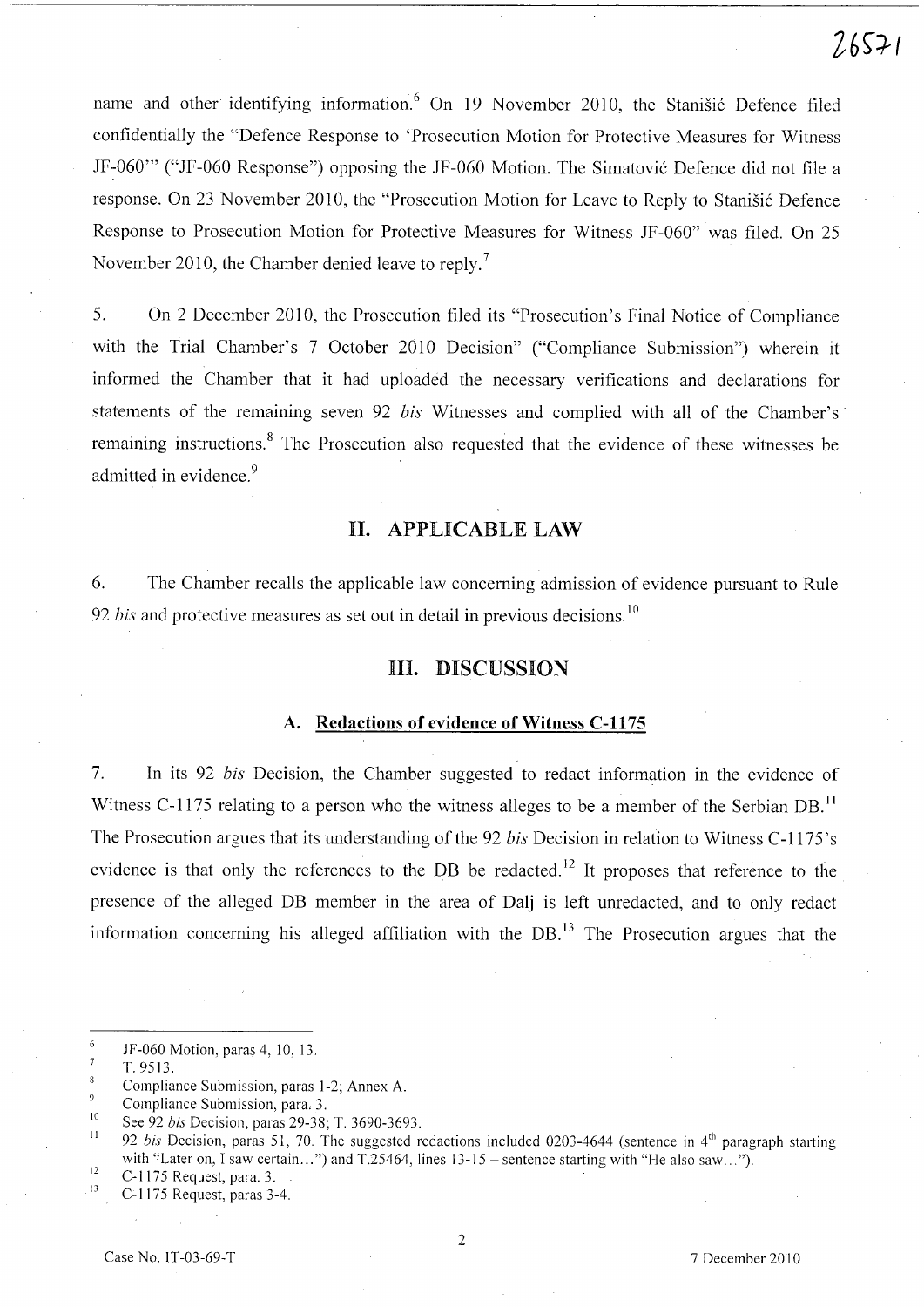name and other identifying information.[6] On 19 November 2010, the Stanišić Defence filed confidentially the "Defence Response to 'Prosecution Motion for Protective Measures for Witness JF-060'" ("JF-060 Response") opposing the JF-060 Motion. The Simatović Defence did not file a response. On 23 November 2010, the "Prosecution Motion for Leave to Reply to Stanišić Defence Response to Prosecution Motion for Protective Measures for Witness JF-060" was filed. On 25 November 2010, the Chamber denied leave to reply.[7]

5. On 2 December 2010, the Prosecution filed its "Prosecution's Final Notice of Compliance with the Trial Chamber's 7 October 2010 Decision" ("Compliance Submission") wherein it informed the Chamber that it had uploaded the necessary verifications and declarations for statements of the remaining seven 92 *bis* Witnesses and complied with all of the Chamber's remaining instructions.[8] The Prosecution also requested that the evidence of these witnesses be admitted in evidence.[9]

## II. APPLICABLE LAW

6. The Chamber recalls the applicable law concerning admission of evidence pursuant to Rule 92 *bis* and protective measures as set out in detail in previous decisions.[10]

## III. DISCUSSION

### A. Redactions of evidence of Witness C-1175

7. In its 92 *bis* Decision, the Chamber suggested to redact information in the evidence of Witness C-1175 relating to a person who the witness alleges to be a member of the Serbian DB.[11] The Prosecution argues that its understanding of the 92 *bis* Decision in relation to Witness C-1175's evidence is that only the references to the DB be redacted.[12] It proposes that reference to the presence of the alleged DB member in the area of Dalj is left unredacted, and to only redact information concerning his alleged affiliation with the DB.[13] The Prosecution argues that the

---

[6] JF-060 Motion, paras 4, 10, 13.

[7] T. 9513.

[8] Compliance Submission, paras 1-2; Annex A.

[9] Compliance Submission, para. 3.

[10] See 92 *bis* Decision, paras 29-38; T. 3690-3693.

[11] 92 *bis* Decision, paras 51, 70. The suggested redactions included 0203-4644 (sentence in 4th paragraph starting with "Later on, I saw certain...") and T.25464, lines 13-15 – sentence starting with "He also saw...").

[12] C-1175 Request, para. 3.

[13] C-1175 Request, paras 3-4.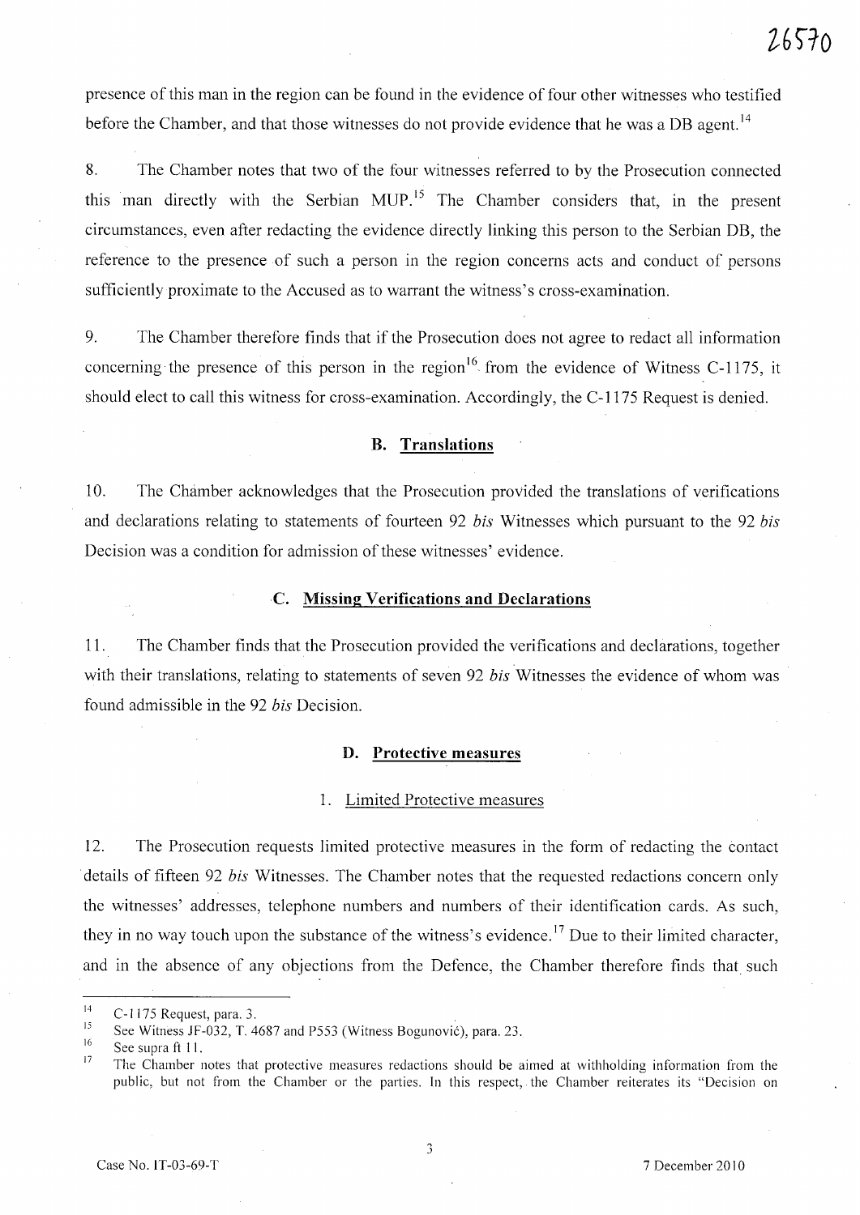presence of this man in the region can be found in the evidence of four other witnesses who testified before the Chamber, and that those witnesses do not provide evidence that he was a DB agent.[14]

8. The Chamber notes that two of the four witnesses referred to by the Prosecution connected this man directly with the Serbian MUP.[15] The Chamber considers that, in the present circumstances, even after redacting the evidence directly linking this person to the Serbian DB, the reference to the presence of such a person in the region concerns acts and conduct of persons sufficiently proximate to the Accused as to warrant the witness's cross-examination.

9. The Chamber therefore finds that if the Prosecution does not agree to redact all information concerning the presence of this person in the region[16] from the evidence of Witness C-1175, it should elect to call this witness for cross-examination. Accordingly, the C-1175 Request is denied.

### B. Translations

10. The Chamber acknowledges that the Prosecution provided the translations of verifications and declarations relating to statements of fourteen 92 *bis* Witnesses which pursuant to the 92 *bis* Decision was a condition for admission of these witnesses' evidence.

### C. Missing Verifications and Declarations

11. The Chamber finds that the Prosecution provided the verifications and declarations, together with their translations, relating to statements of seven 92 *bis* Witnesses the evidence of whom was found admissible in the 92 *bis* Decision.

### D. Protective measures

#### 1. Limited Protective measures

12. The Prosecution requests limited protective measures in the form of redacting the contact details of fifteen 92 *bis* Witnesses. The Chamber notes that the requested redactions concern only the witnesses' addresses, telephone numbers and numbers of their identification cards. As such, they in no way touch upon the substance of the witness's evidence.[17] Due to their limited character, and in the absence of any objections from the Defence, the Chamber therefore finds that such

---

[14] C-1175 Request, para. 3.

[15] See Witness JF-032, T. 4687 and P553 (Witness Bogunović), para. 23.

[16] See supra ft 11.

[17] The Chamber notes that protective measures redactions should be aimed at withholding information from the public, but not from the Chamber or the parties. In this respect, the Chamber reiterates its "Decision on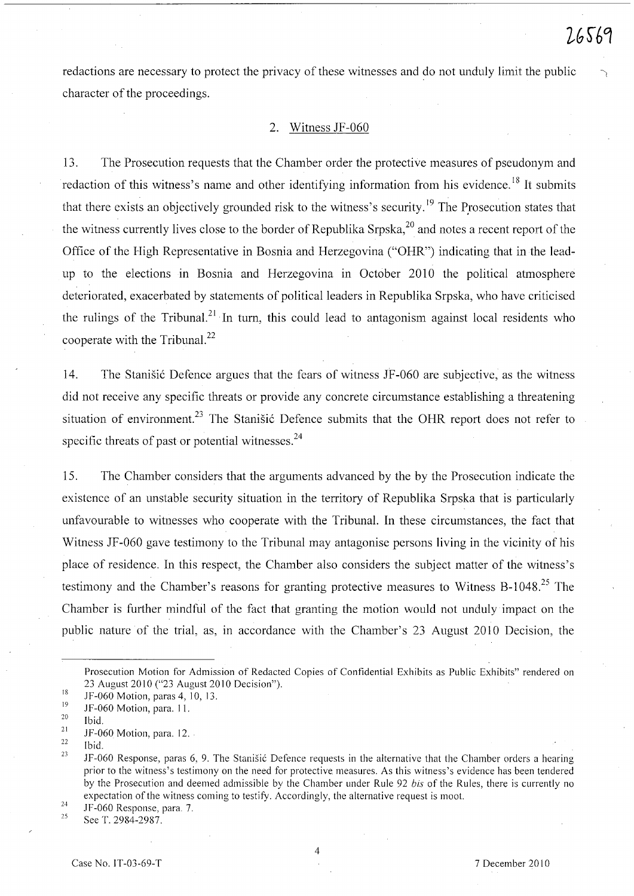redactions are necessary to protect the privacy of these witnesses and do not unduly limit the public character of the proceedings.

## 2. Witness JF-060

13. The Prosecution requests that the Chamber order the protective measures of pseudonym and redaction of this witness's name and other identifying information from his evidence.[18] It submits that there exists an objectively grounded risk to the witness's security.[19] The Prosecution states that the witness currently lives close to the border of Republika Srpska,[20] and notes a recent report of the Office of the High Representative in Bosnia and Herzegovina ("OHR") indicating that in the lead-up to the elections in Bosnia and Herzegovina in October 2010 the political atmosphere deteriorated, exacerbated by statements of political leaders in Republika Srpska, who have criticised the rulings of the Tribunal.[21] In turn, this could lead to antagonism against local residents who cooperate with the Tribunal.[22]

14. The Stanišić Defence argues that the fears of witness JF-060 are subjective, as the witness did not receive any specific threats or provide any concrete circumstance establishing a threatening situation of environment.[23] The Stanišić Defence submits that the OHR report does not refer to specific threats of past or potential witnesses.[24]

15. The Chamber considers that the arguments advanced by the by the Prosecution indicate the existence of an unstable security situation in the territory of Republika Srpska that is particularly unfavourable to witnesses who cooperate with the Tribunal. In these circumstances, the fact that Witness JF-060 gave testimony to the Tribunal may antagonise persons living in the vicinity of his place of residence. In this respect, the Chamber also considers the subject matter of the witness's testimony and the Chamber's reasons for granting protective measures to Witness B-1048.[25] The Chamber is further mindful of the fact that granting the motion would not unduly impact on the public nature of the trial, as, in accordance with the Chamber's 23 August 2010 Decision, the

---

Prosecution Motion for Admission of Redacted Copies of Confidential Exhibits as Public Exhibits" rendered on 23 August 2010 ("23 August 2010 Decision").

[18] JF-060 Motion, paras 4, 10, 13.

[19] JF-060 Motion, para. 11.

[20] Ibid.

[21] JF-060 Motion, para. 12.

[22] Ibid.

[23] JF-060 Response, paras 6, 9. The Stanišić Defence requests in the alternative that the Chamber orders a hearing prior to the witness's testimony on the need for protective measures. As this witness's evidence has been tendered by the Prosecution and deemed admissible by the Chamber under Rule 92 *bis* of the Rules, there is currently no expectation of the witness coming to testify. Accordingly, the alternative request is moot.

[24] JF-060 Response, para. 7.

[25] See T. 2984-2987.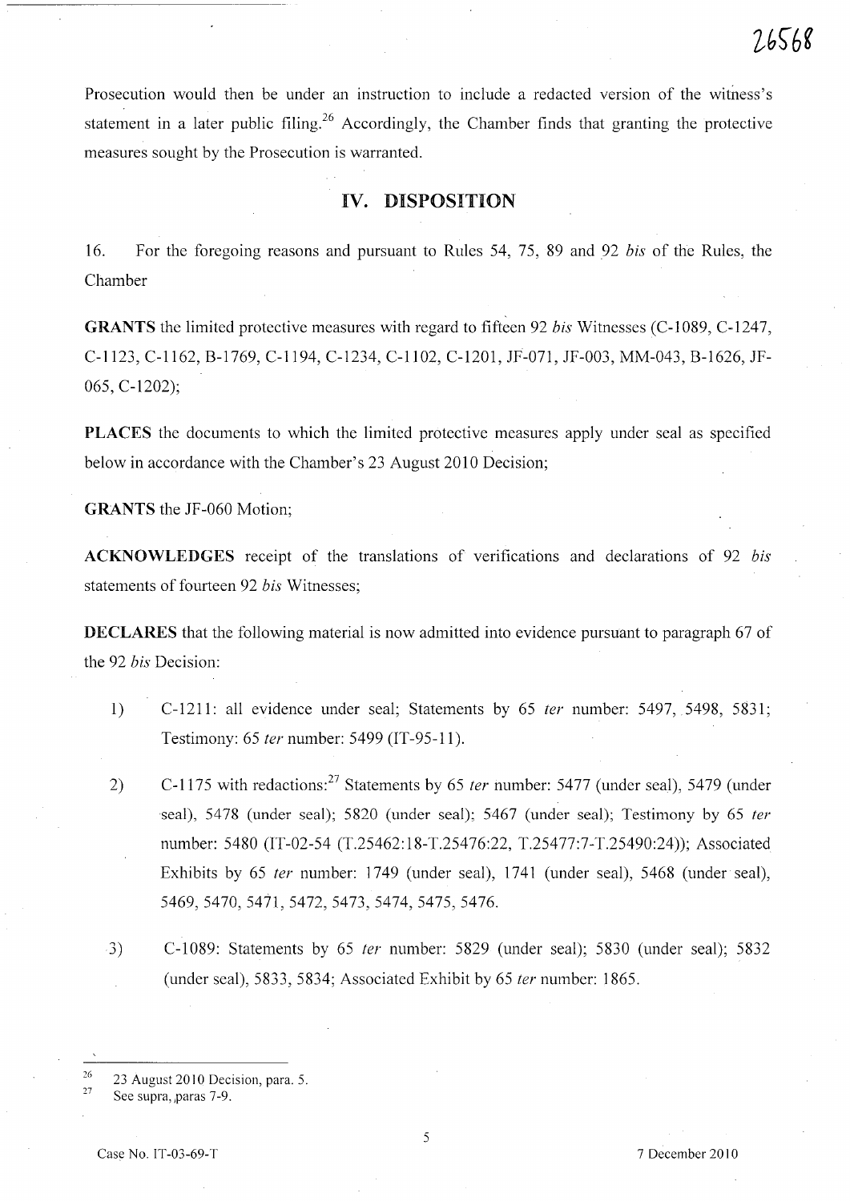Prosecution would then be under an instruction to include a redacted version of the witness's statement in a later public filing.[26] Accordingly, the Chamber finds that granting the protective measures sought by the Prosecution is warranted.

## IV. DISPOSITION

16. For the foregoing reasons and pursuant to Rules 54, 75, 89 and 92 *bis* of the Rules, the Chamber

**GRANTS** the limited protective measures with regard to fifteen 92 *bis* Witnesses (C-1089, C-1247, C-1123, C-1162, B-1769, C-1194, C-1234, C-1102, C-1201, JF-071, JF-003, MM-043, B-1626, JF-065, C-1202);

**PLACES** the documents to which the limited protective measures apply under seal as specified below in accordance with the Chamber's 23 August 2010 Decision;

**GRANTS** the JF-060 Motion;

**ACKNOWLEDGES** receipt of the translations of verifications and declarations of 92 *bis* statements of fourteen 92 *bis* Witnesses;

**DECLARES** that the following material is now admitted into evidence pursuant to paragraph 67 of the 92 *bis* Decision:

1) C-1211: all evidence under seal; Statements by 65 *ter* number: 5497, 5498, 5831; Testimony: 65 *ter* number: 5499 (IT-95-11).

2) C-1175 with redactions:[27] Statements by 65 *ter* number: 5477 (under seal), 5479 (under seal), 5478 (under seal); 5820 (under seal); 5467 (under seal); Testimony by 65 *ter* number: 5480 (IT-02-54 (T.25462:18-T.25476:22, T.25477:7-T.25490:24)); Associated Exhibits by 65 *ter* number: 1749 (under seal), 1741 (under seal), 5468 (under seal), 5469, 5470, 5471, 5472, 5473, 5474, 5475, 5476.

3) C-1089: Statements by 65 *ter* number: 5829 (under seal); 5830 (under seal); 5832 (under seal), 5833, 5834; Associated Exhibit by 65 *ter* number: 1865.

---

[26] 23 August 2010 Decision, para. 5.

[27] See supra, paras 7-9.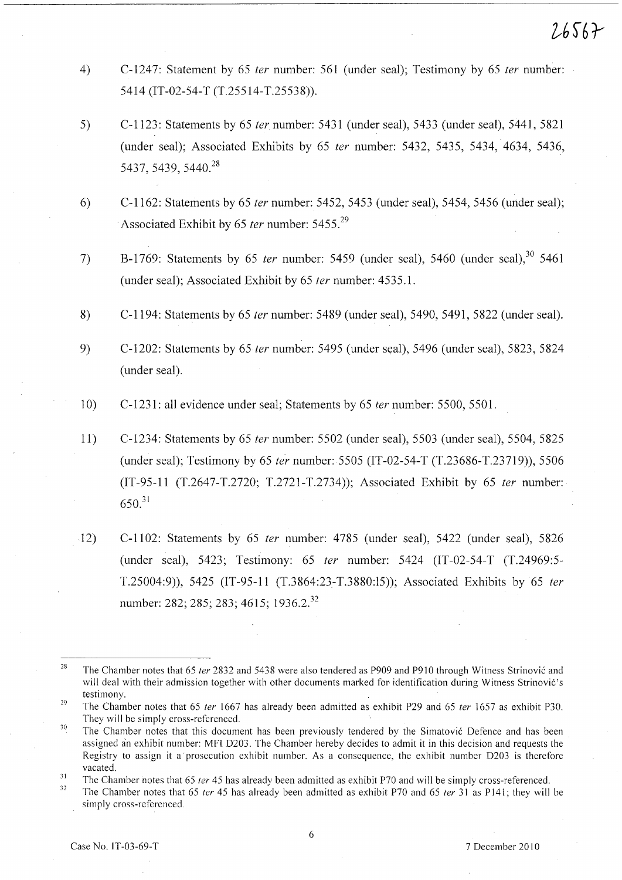4) C-1247: Statement by 65 *ter* number: 561 (under seal); Testimony by 65 *ter* number: 5414 (IT-02-54-T (T.25514-T.25538)).

5) C-1123: Statements by 65 *ter* number: 5431 (under seal), 5433 (under seal), 5441, 5821 (under seal); Associated Exhibits by 65 *ter* number: 5432, 5435, 5434, 4634, 5436, 5437, 5439, 5440.[28]

6) C-1162: Statements by 65 *ter* number: 5452, 5453 (under seal), 5454, 5456 (under seal); Associated Exhibit by 65 *ter* number: 5455.[29]

7) B-1769: Statements by 65 *ter* number: 5459 (under seal), 5460 (under seal),[30] 5461 (under seal); Associated Exhibit by 65 *ter* number: 4535.1.

8) C-1194: Statements by 65 *ter* number: 5489 (under seal), 5490, 5491, 5822 (under seal).

9) C-1202: Statements by 65 *ter* number: 5495 (under seal), 5496 (under seal), 5823, 5824 (under seal).

10) C-1231: all evidence under seal; Statements by 65 *ter* number: 5500, 5501.

11) C-1234: Statements by 65 *ter* number: 5502 (under seal), 5503 (under seal), 5504, 5825 (under seal); Testimony by 65 *ter* number: 5505 (IT-02-54-T (T.23686-T.23719)), 5506 (IT-95-11 (T.2647-T.2720; T.2721-T.2734)); Associated Exhibit by 65 *ter* number: 650.[31]

12) C-1102: Statements by 65 *ter* number: 4785 (under seal), 5422 (under seal), 5826 (under seal), 5423; Testimony: 65 *ter* number: 5424 (IT-02-54-T (T.24969:5-T.25004:9)), 5425 (IT-95-11 (T.3864:23-T.3880:15)); Associated Exhibits by 65 *ter* number: 282; 285; 283; 4615; 1936.2.[32]

---

[28] The Chamber notes that 65 *ter* 2832 and 5438 were also tendered as P909 and P910 through Witness Strinović and will deal with their admission together with other documents marked for identification during Witness Strinović's testimony.

[29] The Chamber notes that 65 *ter* 1667 has already been admitted as exhibit P29 and 65 *ter* 1657 as exhibit P30. They will be simply cross-referenced.

[30] The Chamber notes that this document has been previously tendered by the Simatović Defence and has been assigned an exhibit number: MFI D203. The Chamber hereby decides to admit it in this decision and requests the Registry to assign it a prosecution exhibit number. As a consequence, the exhibit number D203 is therefore vacated.

[31] The Chamber notes that 65 *ter* 45 has already been admitted as exhibit P70 and will be simply cross-referenced.

[32] The Chamber notes that 65 *ter* 45 has already been admitted as exhibit P70 and 65 *ter* 31 as P141; they will be simply cross-referenced.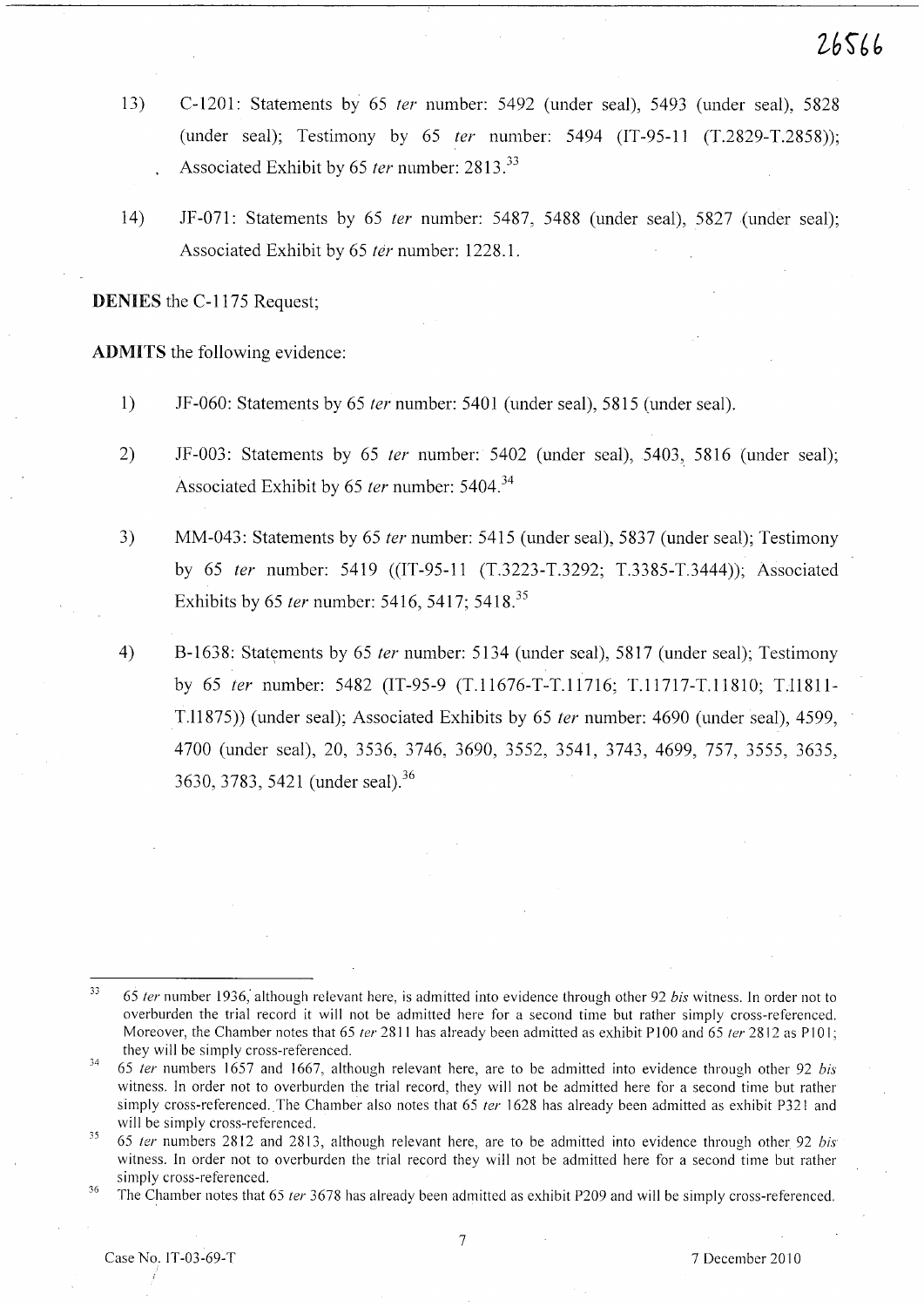13) C-1201: Statements by 65 *ter* number: 5492 (under seal), 5493 (under seal), 5828 (under seal); Testimony by 65 *ter* number: 5494 (IT-95-11 (T.2829-T.2858)); Associated Exhibit by 65 *ter* number: 2813.[33]

14) JF-071: Statements by 65 *ter* number: 5487, 5488 (under seal), 5827 (under seal); Associated Exhibit by 65 *ter* number: 1228.1.

**DENIES** the C-1175 Request;

**ADMITS** the following evidence:

1) JF-060: Statements by 65 *ter* number: 5401 (under seal), 5815 (under seal).

2) JF-003: Statements by 65 *ter* number: 5402 (under seal), 5403, 5816 (under seal); Associated Exhibit by 65 *ter* number: 5404.[34]

3) MM-043: Statements by 65 *ter* number: 5415 (under seal), 5837 (under seal); Testimony by 65 *ter* number: 5419 ((IT-95-11 (T.3223-T.3292; T.3385-T.3444)); Associated Exhibits by 65 *ter* number: 5416, 5417; 5418.[35]

4) B-1638: Statements by 65 *ter* number: 5134 (under seal), 5817 (under seal); Testimony by 65 *ter* number: 5482 (IT-95-9 (T.11676-T-T.11716; T.11717-T.11810; T.11811-T.11875)) (under seal); Associated Exhibits by 65 *ter* number: 4690 (under seal), 4599, 4700 (under seal), 20, 3536, 3746, 3690, 3552, 3541, 3743, 4699, 757, 3555, 3635, 3630, 3783, 5421 (under seal).[36]

---

[33] 65 *ter* number 1936, although relevant here, is admitted into evidence through other 92 *bis* witness. In order not to overburden the trial record it will not be admitted here for a second time but rather simply cross-referenced. Moreover, the Chamber notes that 65 *ter* 2811 has already been admitted as exhibit P100 and 65 *ter* 2812 as P101; they will be simply cross-referenced.

[34] 65 *ter* numbers 1657 and 1667, although relevant here, are to be admitted into evidence through other 92 *bis* witness. In order not to overburden the trial record, they will not be admitted here for a second time but rather simply cross-referenced. The Chamber also notes that 65 *ter* 1628 has already been admitted as exhibit P321 and will be simply cross-referenced.

[35] 65 *ter* numbers 2812 and 2813, although relevant here, are to be admitted into evidence through other 92 *bis* witness. In order not to overburden the trial record they will not be admitted here for a second time but rather simply cross-referenced.

[36] The Chamber notes that 65 *ter* 3678 has already been admitted as exhibit P209 and will be simply cross-referenced.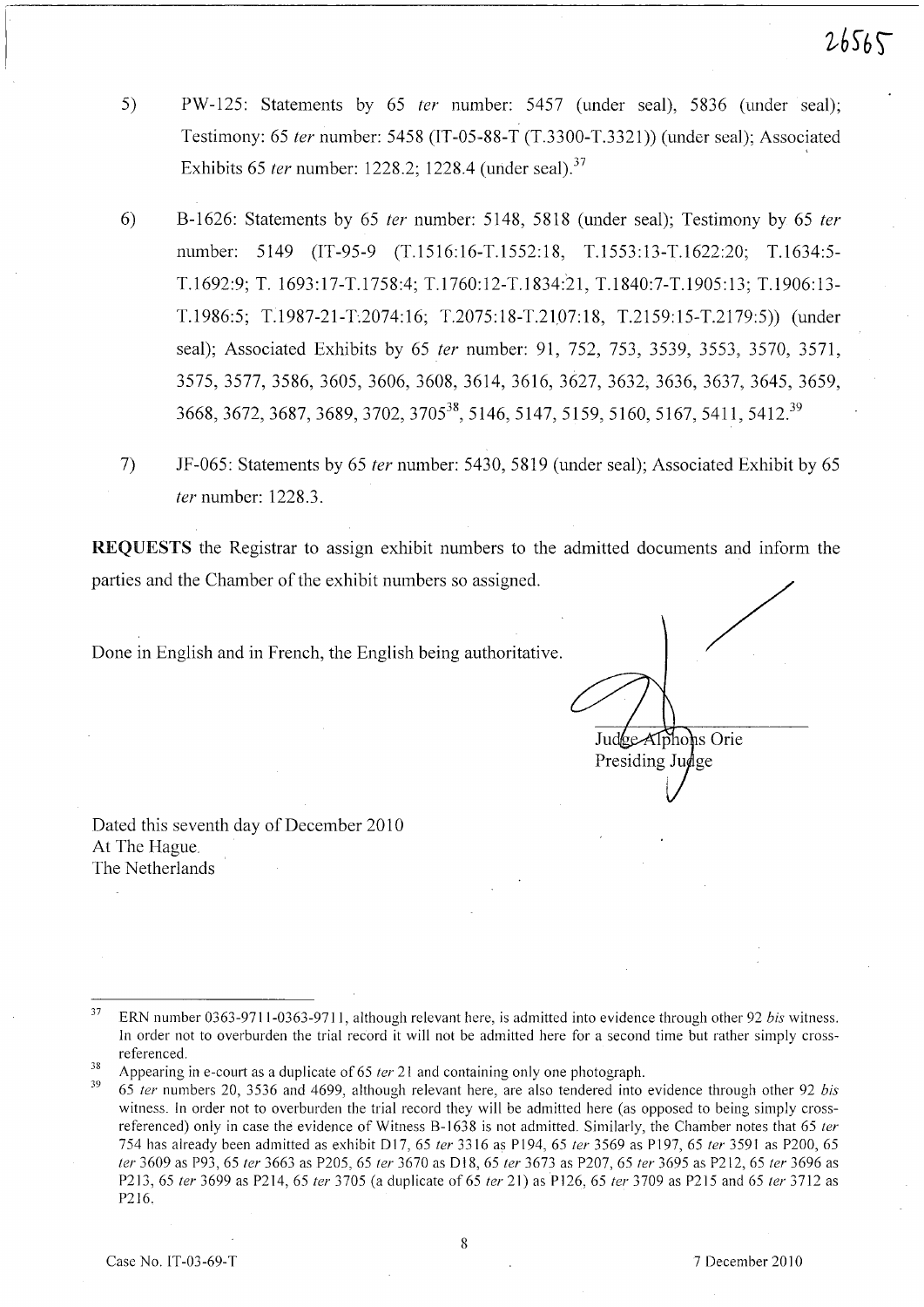5) PW-125: Statements by 65 *ter* number: 5457 (under seal), 5836 (under seal); Testimony: 65 *ter* number: 5458 (IT-05-88-T (T.3300-T.3321)) (under seal); Associated Exhibits 65 *ter* number: 1228.2; 1228.4 (under seal).[37]

6) B-1626: Statements by 65 *ter* number: 5148, 5818 (under seal); Testimony by 65 *ter* number: 5149 (IT-95-9 (T.1516:16-T.1552:18, T.1553:13-T.1622:20; T.1634:5-T.1692:9; T. 1693:17-T.1758:4; T.1760:12-T.1834:21, T.1840:7-T.1905:13; T.1906:13-T.1986:5; T.1987-21-T.2074:16; T.2075:18-T.2107:18, T.2159:15-T.2179:5)) (under seal); Associated Exhibits by 65 *ter* number: 91, 752, 753, 3539, 3553, 3570, 3571, 3575, 3577, 3586, 3605, 3606, 3608, 3614, 3616, 3627, 3632, 3636, 3637, 3645, 3659, 3668, 3672, 3687, 3689, 3702, 3705[38], 5146, 5147, 5159, 5160, 5167, 5411, 5412.[39]

7) JF-065: Statements by 65 *ter* number: 5430, 5819 (under seal); Associated Exhibit by 65 *ter* number: 1228.3.

**REQUESTS** the Registrar to assign exhibit numbers to the admitted documents and inform the parties and the Chamber of the exhibit numbers so assigned.

Done in English and in French, the English being authoritative.

Judge Alphons Orie
Presiding Judge

Dated this seventh day of December 2010
At The Hague
The Netherlands

[37] ERN number 0363-9711-0363-9711, although relevant here, is admitted into evidence through other 92 *bis* witness. In order not to overburden the trial record it will not be admitted here for a second time but rather simply cross-referenced.

[38] Appearing in e-court as a duplicate of 65 *ter* 21 and containing only one photograph.

[39] 65 *ter* numbers 20, 3536 and 4699, although relevant here, are also tendered into evidence through other 92 *bis* witness. In order not to overburden the trial record they will be admitted here (as opposed to being simply cross-referenced) only in case the evidence of Witness B-1638 is not admitted. Similarly, the Chamber notes that 65 *ter* 754 has already been admitted as exhibit D17, 65 *ter* 3316 as P194, 65 *ter* 3569 as P197, 65 *ter* 3591 as P200, 65 *ter* 3609 as P93, 65 *ter* 3663 as P205, 65 *ter* 3670 as D18, 65 *ter* 3673 as P207, 65 *ter* 3695 as P212, 65 *ter* 3696 as P213, 65 *ter* 3699 as P214, 65 *ter* 3705 (a duplicate of 65 *ter* 21) as P126, 65 *ter* 3709 as P215 and 65 *ter* 3712 as P216.